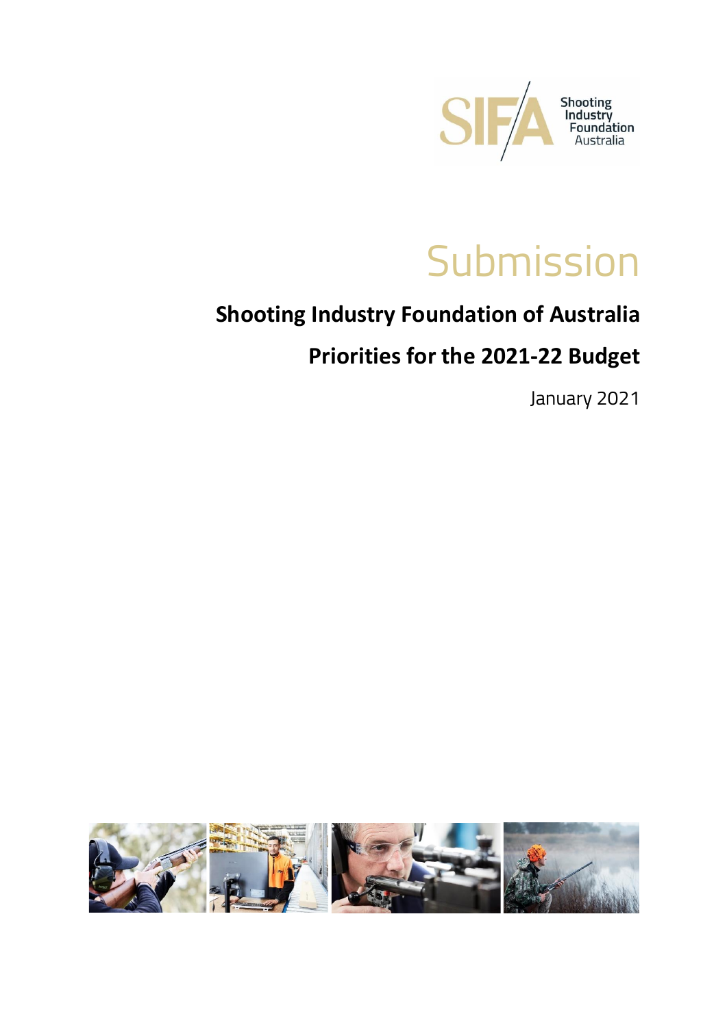SIFA Shooting Industry Foundation Australia

# Submission

## Shooting Industry Foundation of Australia

## Priorities for the 2021-22 Budget

January 2021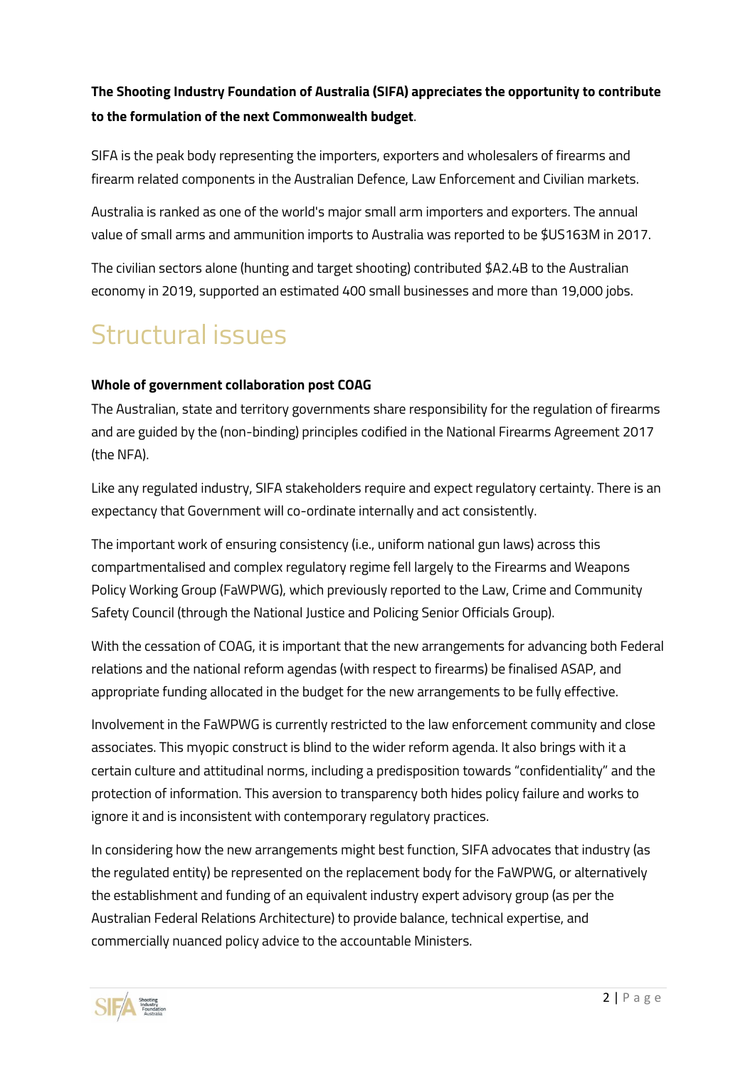**The Shooting Industry Foundation of Australia (SIFA) appreciates the opportunity to contribute to the formulation of the next Commonwealth budget**.

SIFA is the peak body representing the importers, exporters and wholesalers of firearms and firearm related components in the Australian Defence, Law Enforcement and Civilian markets.

Australia is ranked as one of the world's major small arm importers and exporters. The annual value of small arms and ammunition imports to Australia was reported to be $US163M in 2017.

The civilian sectors alone (hunting and target shooting) contributed $A2.4B to the Australian economy in 2019, supported an estimated 400 small businesses and more than 19,000 jobs.

# Structural issues

**Whole of government collaboration post COAG**

The Australian, state and territory governments share responsibility for the regulation of firearms and are guided by the (non-binding) principles codified in the National Firearms Agreement 2017 (the NFA).

Like any regulated industry, SIFA stakeholders require and expect regulatory certainty. There is an expectancy that Government will co-ordinate internally and act consistently.

The important work of ensuring consistency (i.e., uniform national gun laws) across this compartmentalised and complex regulatory regime fell largely to the Firearms and Weapons Policy Working Group (FaWPWG), which previously reported to the Law, Crime and Community Safety Council (through the National Justice and Policing Senior Officials Group).

With the cessation of COAG, it is important that the new arrangements for advancing both Federal relations and the national reform agendas (with respect to firearms) be finalised ASAP, and appropriate funding allocated in the budget for the new arrangements to be fully effective.

Involvement in the FaWPWG is currently restricted to the law enforcement community and close associates. This myopic construct is blind to the wider reform agenda. It also brings with it a certain culture and attitudinal norms, including a predisposition towards "confidentiality" and the protection of information. This aversion to transparency both hides policy failure and works to ignore it and is inconsistent with contemporary regulatory practices.

In considering how the new arrangements might best function, SIFA advocates that industry (as the regulated entity) be represented on the replacement body for the FaWPWG, or alternatively the establishment and funding of an equivalent industry expert advisory group (as per the Australian Federal Relations Architecture) to provide balance, technical expertise, and commercially nuanced policy advice to the accountable Ministers.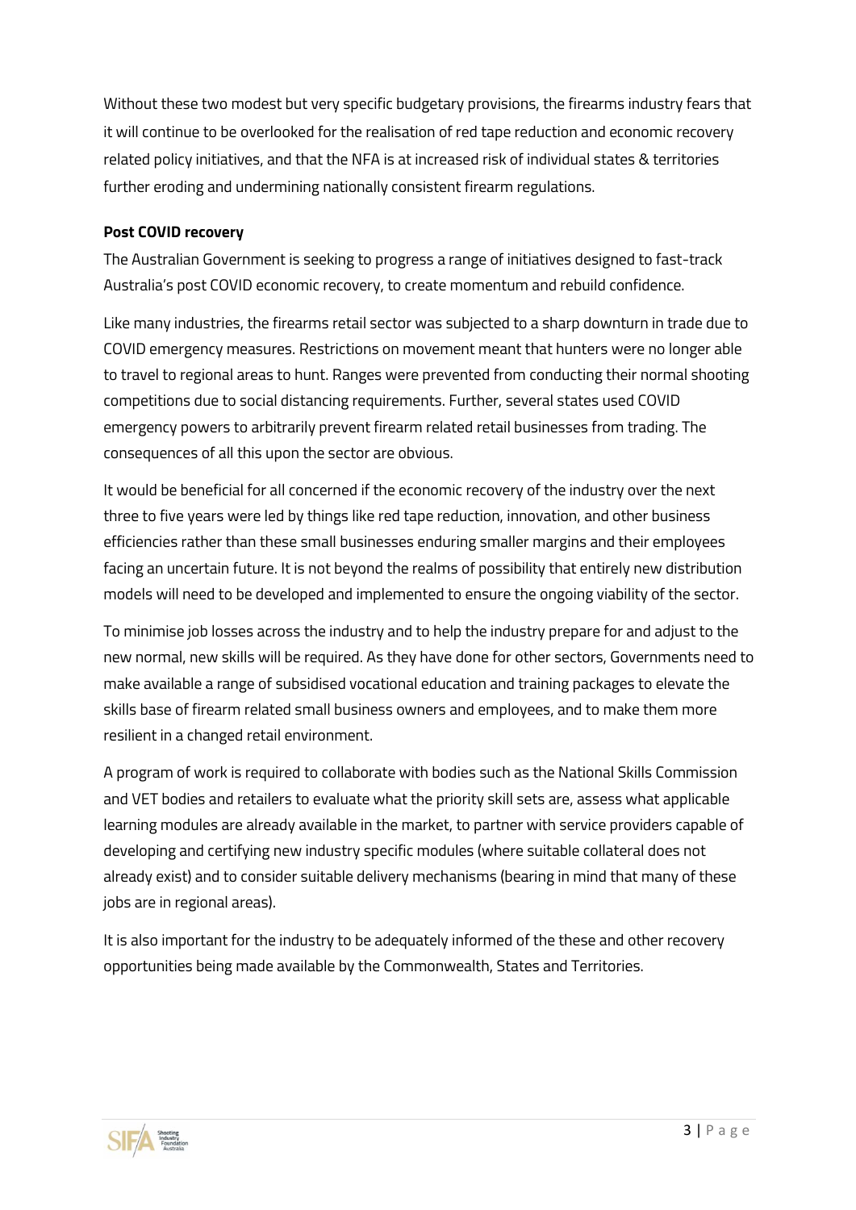Without these two modest but very specific budgetary provisions, the firearms industry fears that it will continue to be overlooked for the realisation of red tape reduction and economic recovery related policy initiatives, and that the NFA is at increased risk of individual states & territories further eroding and undermining nationally consistent firearm regulations.

**Post COVID recovery**

The Australian Government is seeking to progress a range of initiatives designed to fast-track Australia's post COVID economic recovery, to create momentum and rebuild confidence.

Like many industries, the firearms retail sector was subjected to a sharp downturn in trade due to COVID emergency measures. Restrictions on movement meant that hunters were no longer able to travel to regional areas to hunt. Ranges were prevented from conducting their normal shooting competitions due to social distancing requirements. Further, several states used COVID emergency powers to arbitrarily prevent firearm related retail businesses from trading. The consequences of all this upon the sector are obvious.

It would be beneficial for all concerned if the economic recovery of the industry over the next three to five years were led by things like red tape reduction, innovation, and other business efficiencies rather than these small businesses enduring smaller margins and their employees facing an uncertain future. It is not beyond the realms of possibility that entirely new distribution models will need to be developed and implemented to ensure the ongoing viability of the sector.

To minimise job losses across the industry and to help the industry prepare for and adjust to the new normal, new skills will be required. As they have done for other sectors, Governments need to make available a range of subsidised vocational education and training packages to elevate the skills base of firearm related small business owners and employees, and to make them more resilient in a changed retail environment.

A program of work is required to collaborate with bodies such as the National Skills Commission and VET bodies and retailers to evaluate what the priority skill sets are, assess what applicable learning modules are already available in the market, to partner with service providers capable of developing and certifying new industry specific modules (where suitable collateral does not already exist) and to consider suitable delivery mechanisms (bearing in mind that many of these jobs are in regional areas).

It is also important for the industry to be adequately informed of the these and other recovery opportunities being made available by the Commonwealth, States and Territories.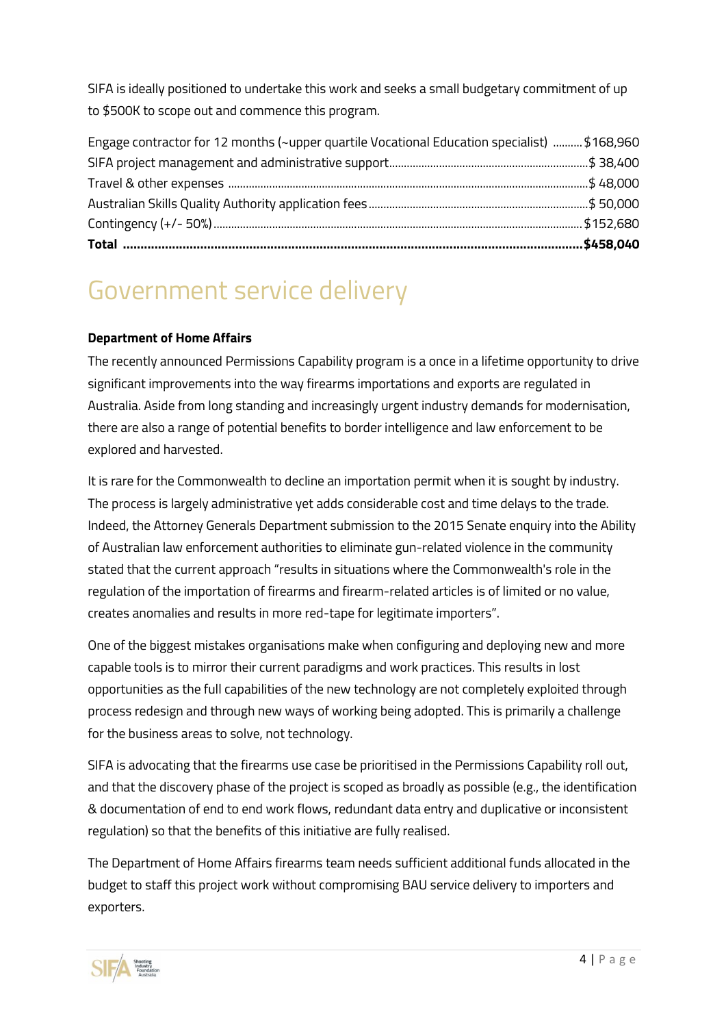SIFA is ideally positioned to undertake this work and seeks a small budgetary commitment of up to $500K to scope out and commence this program.

| Item | Amount |
|---|---|
| Engage contractor for 12 months (~upper quartile Vocational Education specialist) | $168,960 |
| SIFA project management and administrative support | $ 38,400 |
| Travel & other expenses | $ 48,000 |
| Australian Skills Quality Authority application fees | $ 50,000 |
| Contingency (+/- 50%) | $152,680 |
| **Total** | **$458,040** |

# Government service delivery

**Department of Home Affairs**

The recently announced Permissions Capability program is a once in a lifetime opportunity to drive significant improvements into the way firearms importations and exports are regulated in Australia. Aside from long standing and increasingly urgent industry demands for modernisation, there are also a range of potential benefits to border intelligence and law enforcement to be explored and harvested.

It is rare for the Commonwealth to decline an importation permit when it is sought by industry. The process is largely administrative yet adds considerable cost and time delays to the trade. Indeed, the Attorney Generals Department submission to the 2015 Senate enquiry into the Ability of Australian law enforcement authorities to eliminate gun-related violence in the community stated that the current approach "results in situations where the Commonwealth's role in the regulation of the importation of firearms and firearm-related articles is of limited or no value, creates anomalies and results in more red-tape for legitimate importers".

One of the biggest mistakes organisations make when configuring and deploying new and more capable tools is to mirror their current paradigms and work practices. This results in lost opportunities as the full capabilities of the new technology are not completely exploited through process redesign and through new ways of working being adopted. This is primarily a challenge for the business areas to solve, not technology.

SIFA is advocating that the firearms use case be prioritised in the Permissions Capability roll out, and that the discovery phase of the project is scoped as broadly as possible (e.g., the identification & documentation of end to end work flows, redundant data entry and duplicative or inconsistent regulation) so that the benefits of this initiative are fully realised.

The Department of Home Affairs firearms team needs sufficient additional funds allocated in the budget to staff this project work without compromising BAU service delivery to importers and exporters.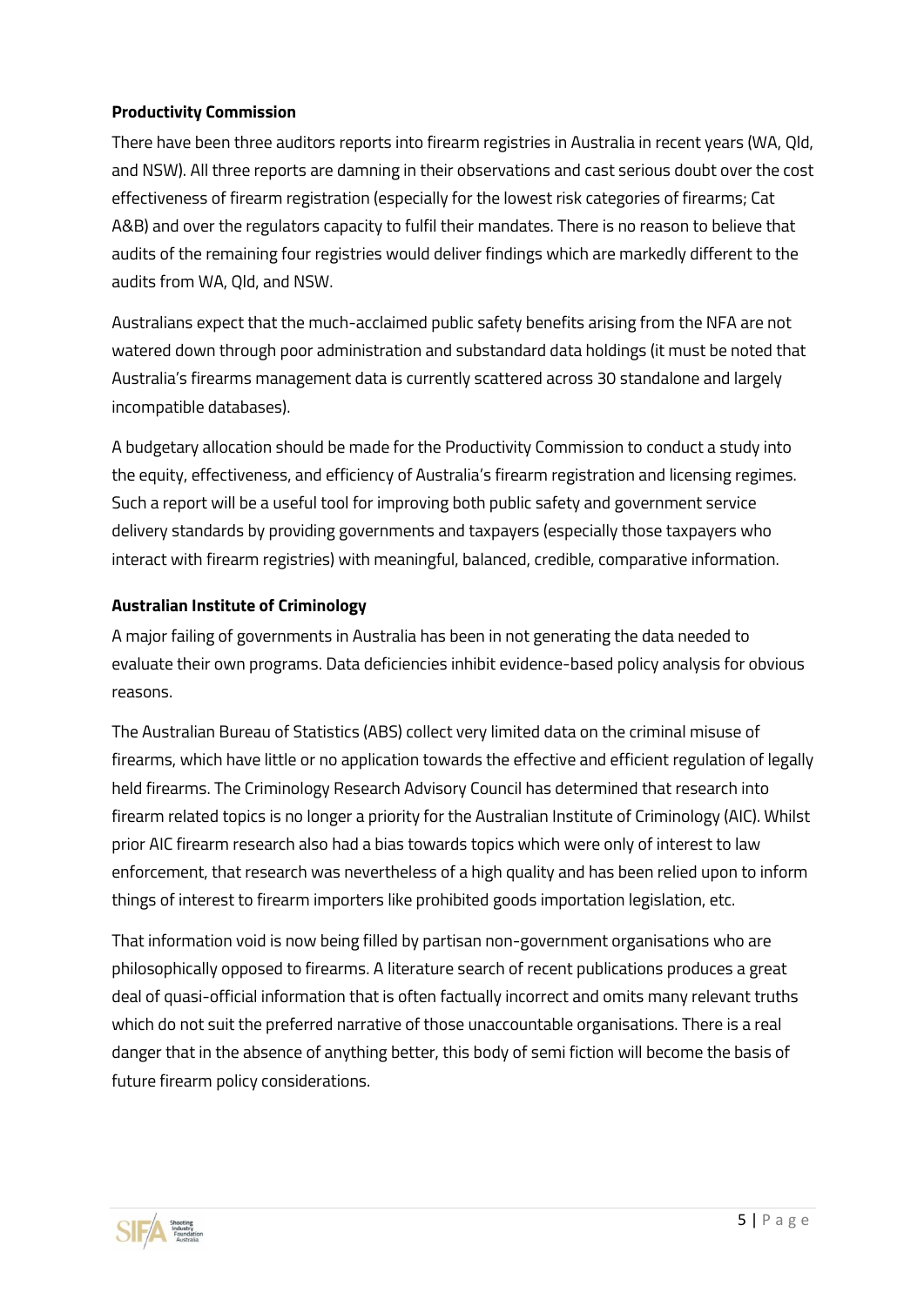**Productivity Commission**

There have been three auditors reports into firearm registries in Australia in recent years (WA, Qld, and NSW). All three reports are damning in their observations and cast serious doubt over the cost effectiveness of firearm registration (especially for the lowest risk categories of firearms; Cat A&B) and over the regulators capacity to fulfil their mandates. There is no reason to believe that audits of the remaining four registries would deliver findings which are markedly different to the audits from WA, Qld, and NSW.

Australians expect that the much-acclaimed public safety benefits arising from the NFA are not watered down through poor administration and substandard data holdings (it must be noted that Australia's firearms management data is currently scattered across 30 standalone and largely incompatible databases).

A budgetary allocation should be made for the Productivity Commission to conduct a study into the equity, effectiveness, and efficiency of Australia's firearm registration and licensing regimes. Such a report will be a useful tool for improving both public safety and government service delivery standards by providing governments and taxpayers (especially those taxpayers who interact with firearm registries) with meaningful, balanced, credible, comparative information.

**Australian Institute of Criminology**

A major failing of governments in Australia has been in not generating the data needed to evaluate their own programs. Data deficiencies inhibit evidence-based policy analysis for obvious reasons.

The Australian Bureau of Statistics (ABS) collect very limited data on the criminal misuse of firearms, which have little or no application towards the effective and efficient regulation of legally held firearms. The Criminology Research Advisory Council has determined that research into firearm related topics is no longer a priority for the Australian Institute of Criminology (AIC). Whilst prior AIC firearm research also had a bias towards topics which were only of interest to law enforcement, that research was nevertheless of a high quality and has been relied upon to inform things of interest to firearm importers like prohibited goods importation legislation, etc.

That information void is now being filled by partisan non-government organisations who are philosophically opposed to firearms. A literature search of recent publications produces a great deal of quasi-official information that is often factually incorrect and omits many relevant truths which do not suit the preferred narrative of those unaccountable organisations. There is a real danger that in the absence of anything better, this body of semi fiction will become the basis of future firearm policy considerations.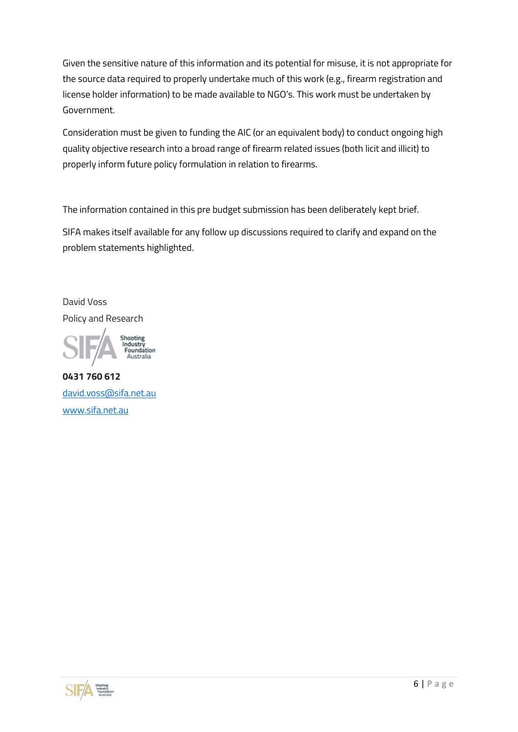Given the sensitive nature of this information and its potential for misuse, it is not appropriate for the source data required to properly undertake much of this work (e.g., firearm registration and license holder information) to be made available to NGO's. This work must be undertaken by Government.

Consideration must be given to funding the AIC (or an equivalent body) to conduct ongoing high quality objective research into a broad range of firearm related issues (both licit and illicit) to properly inform future policy formulation in relation to firearms.

The information contained in this pre budget submission has been deliberately kept brief.

SIFA makes itself available for any follow up discussions required to clarify and expand on the problem statements highlighted.

David Voss
Policy and Research

SIFA Shooting Industry Foundation Australia

**0431 760 612**
david.voss@sifa.net.au
www.sifa.net.au